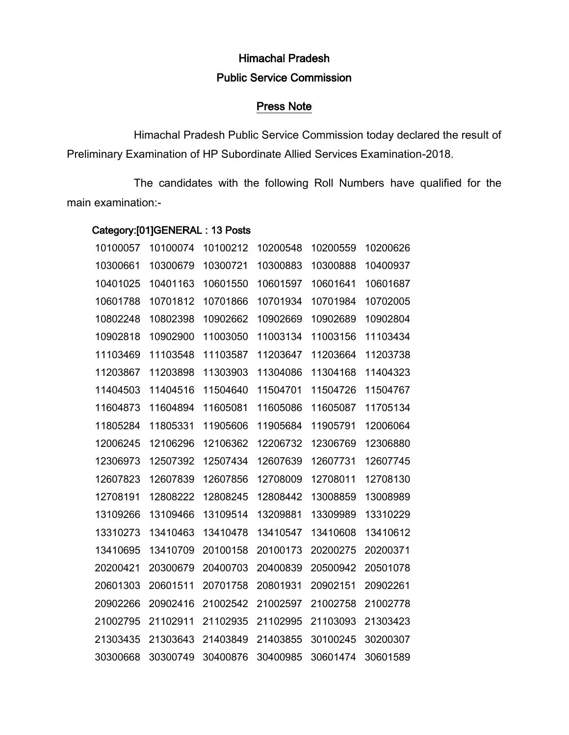# Himachal Pradesh

# Public Service Commission

## Press Note

Himachal Pradesh Public Service Commission today declared the result of Preliminary Examination of HP Subordinate Allied Services Examination-2018.

The candidates with the following Roll Numbers have qualified for the main examination:-

**Category:[01]GENERAL : 13 Posts**

| | | | | | |
|---|---|---|---|---|---|
| 10100057 | 10100074 | 10100212 | 10200548 | 10200559 | 10200626 |
| 10300661 | 10300679 | 10300721 | 10300883 | 10300888 | 10400937 |
| 10401025 | 10401163 | 10601550 | 10601597 | 10601641 | 10601687 |
| 10601788 | 10701812 | 10701866 | 10701934 | 10701984 | 10702005 |
| 10802248 | 10802398 | 10902662 | 10902669 | 10902689 | 10902804 |
| 10902818 | 10902900 | 11003050 | 11003134 | 11003156 | 11103434 |
| 11103469 | 11103548 | 11103587 | 11203647 | 11203664 | 11203738 |
| 11203867 | 11203898 | 11303903 | 11304086 | 11304168 | 11404323 |
| 11404503 | 11404516 | 11504640 | 11504701 | 11504726 | 11504767 |
| 11604873 | 11604894 | 11605081 | 11605086 | 11605087 | 11705134 |
| 11805284 | 11805331 | 11905606 | 11905684 | 11905791 | 12006064 |
| 12006245 | 12106296 | 12106362 | 12206732 | 12306769 | 12306880 |
| 12306973 | 12507392 | 12507434 | 12607639 | 12607731 | 12607745 |
| 12607823 | 12607839 | 12607856 | 12708009 | 12708011 | 12708130 |
| 12708191 | 12808222 | 12808245 | 12808442 | 13008859 | 13008989 |
| 13109266 | 13109466 | 13109514 | 13209881 | 13309989 | 13310229 |
| 13310273 | 13410463 | 13410478 | 13410547 | 13410608 | 13410612 |
| 13410695 | 13410709 | 20100158 | 20100173 | 20200275 | 20200371 |
| 20200421 | 20300679 | 20400703 | 20400839 | 20500942 | 20501078 |
| 20601303 | 20601511 | 20701758 | 20801931 | 20902151 | 20902261 |
| 20902266 | 20902416 | 21002542 | 21002597 | 21002758 | 21002778 |
| 21002795 | 21102911 | 21102935 | 21102995 | 21103093 | 21303423 |
| 21303435 | 21303643 | 21403849 | 21403855 | 30100245 | 30200307 |
| 30300668 | 30300749 | 30400876 | 30400985 | 30601474 | 30601589 |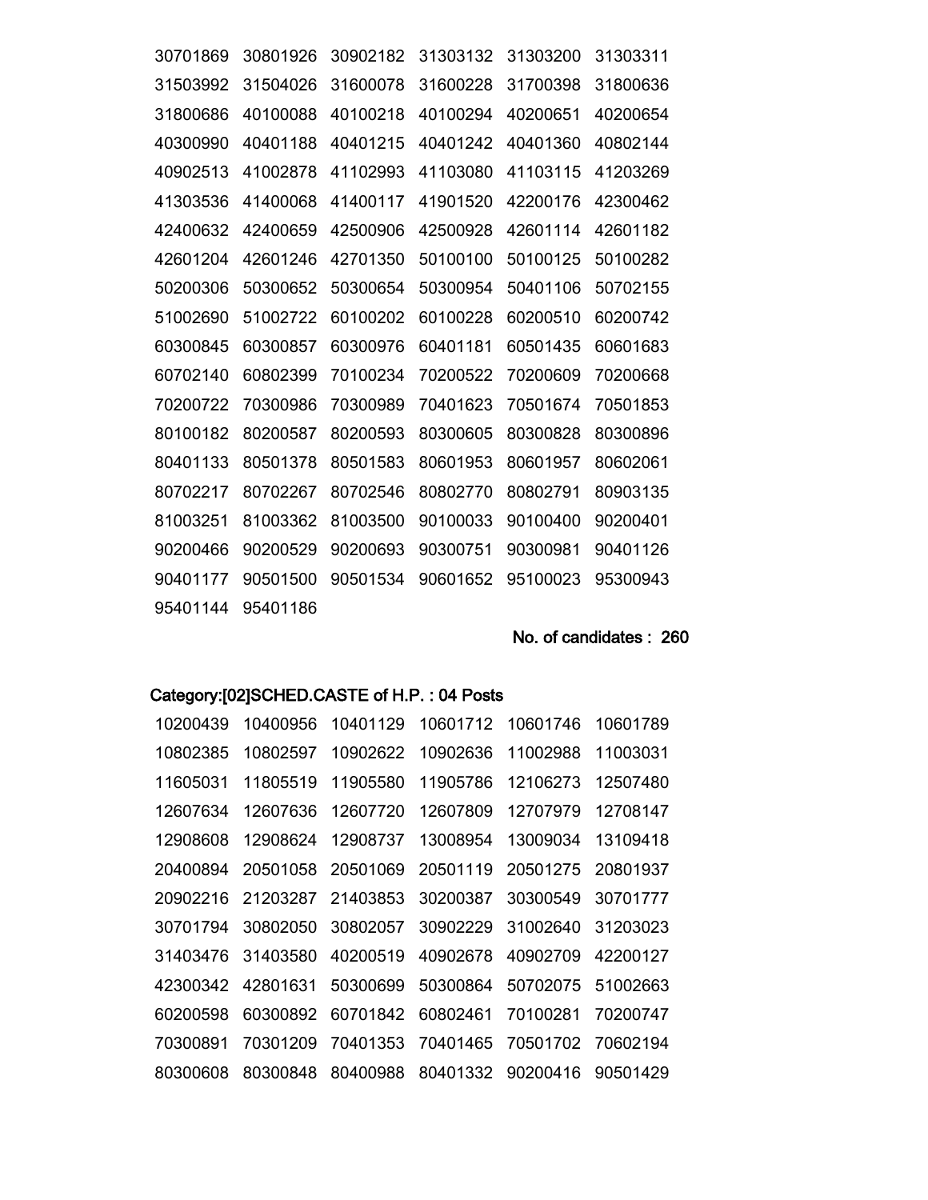| | | | | | |
|---|---|---|---|---|---|
| 30701869 | 30801926 | 30902182 | 31303132 | 31303200 | 31303311 |
| 31503992 | 31504026 | 31600078 | 31600228 | 31700398 | 31800636 |
| 31800686 | 40100088 | 40100218 | 40100294 | 40200651 | 40200654 |
| 40300990 | 40401188 | 40401215 | 40401242 | 40401360 | 40802144 |
| 40902513 | 41002878 | 41102993 | 41103080 | 41103115 | 41203269 |
| 41303536 | 41400068 | 41400117 | 41901520 | 42200176 | 42300462 |
| 42400632 | 42400659 | 42500906 | 42500928 | 42601114 | 42601182 |
| 42601204 | 42601246 | 42701350 | 50100100 | 50100125 | 50100282 |
| 50200306 | 50300652 | 50300654 | 50300954 | 50401106 | 50702155 |
| 51002690 | 51002722 | 60100202 | 60100228 | 60200510 | 60200742 |
| 60300845 | 60300857 | 60300976 | 60401181 | 60501435 | 60601683 |
| 60702140 | 60802399 | 70100234 | 70200522 | 70200609 | 70200668 |
| 70200722 | 70300986 | 70300989 | 70401623 | 70501674 | 70501853 |
| 80100182 | 80200587 | 80200593 | 80300605 | 80300828 | 80300896 |
| 80401133 | 80501378 | 80501583 | 80601953 | 80601957 | 80602061 |
| 80702217 | 80702267 | 80702546 | 80802770 | 80802791 | 80903135 |
| 81003251 | 81003362 | 81003500 | 90100033 | 90100400 | 90200401 |
| 90200466 | 90200529 | 90200693 | 90300751 | 90300981 | 90401126 |
| 90401177 | 90501500 | 90501534 | 90601652 | 95100023 | 95300943 |
| 95401144 | 95401186 | | | | |

**No. of candidates : 260**

**Category:[02]SCHED.CASTE of H.P. : 04 Posts**

| | | | | | |
|---|---|---|---|---|---|
| 10200439 | 10400956 | 10401129 | 10601712 | 10601746 | 10601789 |
| 10802385 | 10802597 | 10902622 | 10902636 | 11002988 | 11003031 |
| 11605031 | 11805519 | 11905580 | 11905786 | 12106273 | 12507480 |
| 12607634 | 12607636 | 12607720 | 12607809 | 12707979 | 12708147 |
| 12908608 | 12908624 | 12908737 | 13008954 | 13009034 | 13109418 |
| 20400894 | 20501058 | 20501069 | 20501119 | 20501275 | 20801937 |
| 20902216 | 21203287 | 21403853 | 30200387 | 30300549 | 30701777 |
| 30701794 | 30802050 | 30802057 | 30902229 | 31002640 | 31203023 |
| 31403476 | 31403580 | 40200519 | 40902678 | 40902709 | 42200127 |
| 42300342 | 42801631 | 50300699 | 50300864 | 50702075 | 51002663 |
| 60200598 | 60300892 | 60701842 | 60802461 | 70100281 | 70200747 |
| 70300891 | 70301209 | 70401353 | 70401465 | 70501702 | 70602194 |
| 80300608 | 80300848 | 80400988 | 80401332 | 90200416 | 90501429 |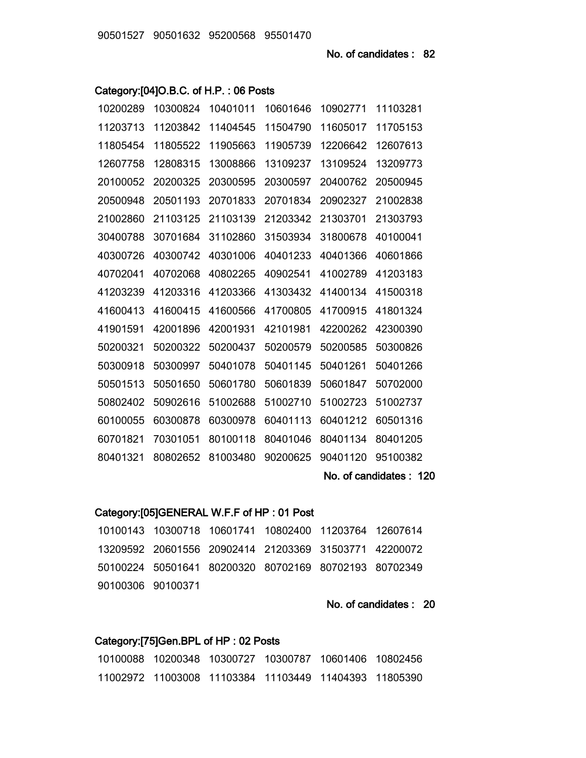90501527 90501632 95200568 95501470

**No. of candidates : 82**

**Category:[04]O.B.C. of H.P. : 06 Posts**

| | | | | | |
|---|---|---|---|---|---|
| 10200289 | 10300824 | 10401011 | 10601646 | 10902771 | 11103281 |
| 11203713 | 11203842 | 11404545 | 11504790 | 11605017 | 11705153 |
| 11805454 | 11805522 | 11905663 | 11905739 | 12206642 | 12607613 |
| 12607758 | 12808315 | 13008866 | 13109237 | 13109524 | 13209773 |
| 20100052 | 20200325 | 20300595 | 20300597 | 20400762 | 20500945 |
| 20500948 | 20501193 | 20701833 | 20701834 | 20902327 | 21002838 |
| 21002860 | 21103125 | 21103139 | 21203342 | 21303701 | 21303793 |
| 30400788 | 30701684 | 31102860 | 31503934 | 31800678 | 40100041 |
| 40300726 | 40300742 | 40301006 | 40401233 | 40401366 | 40601866 |
| 40702041 | 40702068 | 40802265 | 40902541 | 41002789 | 41203183 |
| 41203239 | 41203316 | 41203366 | 41303432 | 41400134 | 41500318 |
| 41600413 | 41600415 | 41600566 | 41700805 | 41700915 | 41801324 |
| 41901591 | 42001896 | 42001931 | 42101981 | 42200262 | 42300390 |
| 50200321 | 50200322 | 50200437 | 50200579 | 50200585 | 50300826 |
| 50300918 | 50300997 | 50401078 | 50401145 | 50401261 | 50401266 |
| 50501513 | 50501650 | 50601780 | 50601839 | 50601847 | 50702000 |
| 50802402 | 50902616 | 51002688 | 51002710 | 51002723 | 51002737 |
| 60100055 | 60300878 | 60300978 | 60401113 | 60401212 | 60501316 |
| 60701821 | 70301051 | 80100118 | 80401046 | 80401134 | 80401205 |
| 80401321 | 80802652 | 81003480 | 90200625 | 90401120 | 95100382 |

**No. of candidates : 120**

**Category:[05]GENERAL W.F.F of HP : 01 Post**

| | | | | | |
|---|---|---|---|---|---|
| 10100143 | 10300718 | 10601741 | 10802400 | 11203764 | 12607614 |
| 13209592 | 20601556 | 20902414 | 21203369 | 31503771 | 42200072 |
| 50100224 | 50501641 | 80200320 | 80702169 | 80702193 | 80702349 |
| 90100306 | 90100371 | | | | |

**No. of candidates : 20**

**Category:[75]Gen.BPL of HP : 02 Posts**

| | | | | | |
|---|---|---|---|---|---|
| 10100088 | 10200348 | 10300727 | 10300787 | 10601406 | 10802456 |
| 11002972 | 11003008 | 11103384 | 11103449 | 11404393 | 11805390 |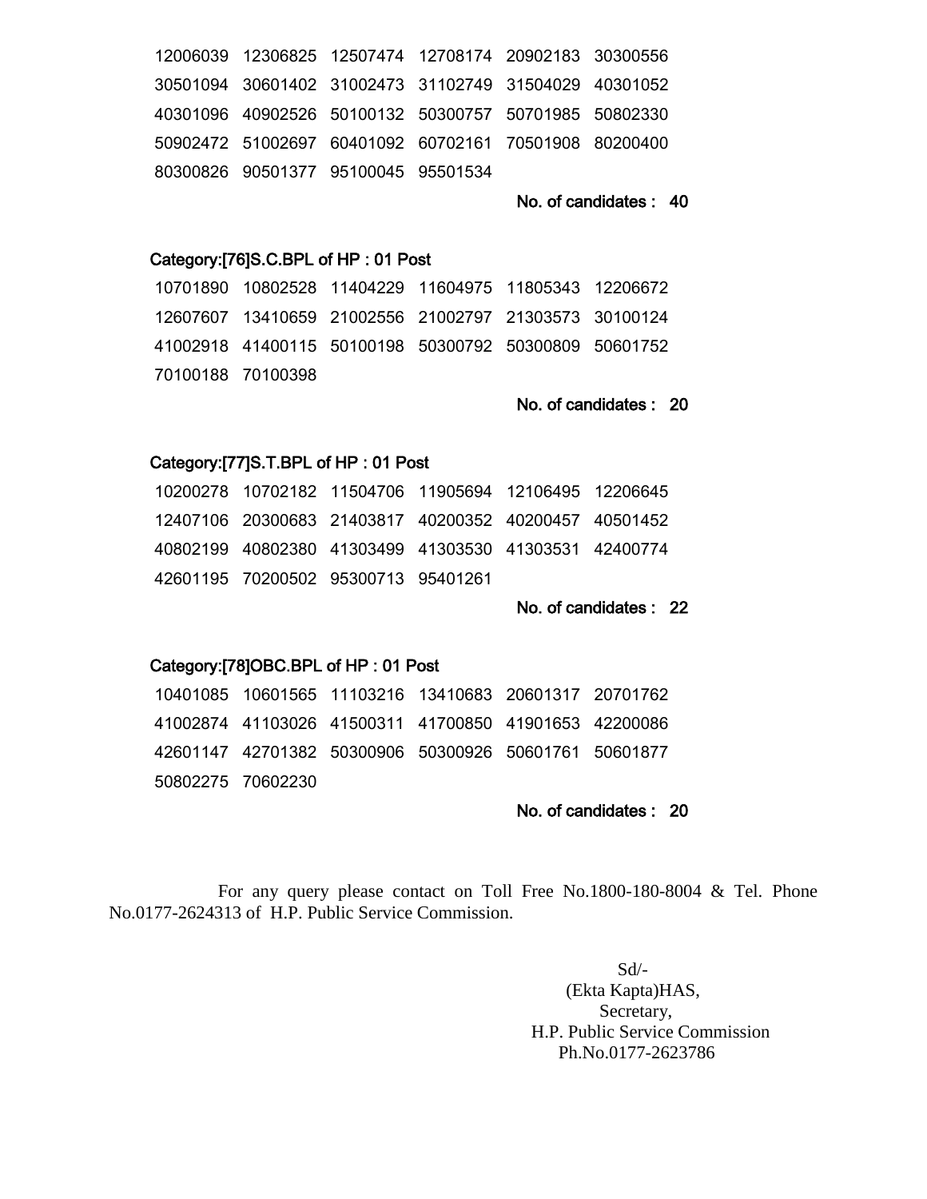| | | | | | |
|---|---|---|---|---|---|
| 12006039 | 12306825 | 12507474 | 12708174 | 20902183 | 30300556 |
| 30501094 | 30601402 | 31002473 | 31102749 | 31504029 | 40301052 |
| 40301096 | 40902526 | 50100132 | 50300757 | 50701985 | 50802330 |
| 50902472 | 51002697 | 60401092 | 60702161 | 70501908 | 80200400 |
| 80300826 | 90501377 | 95100045 | 95501534 | | |

**No. of candidates : 40**

**Category:[76]S.C.BPL of HP : 01 Post**

| | | | | | |
|---|---|---|---|---|---|
| 10701890 | 10802528 | 11404229 | 11604975 | 11805343 | 12206672 |
| 12607607 | 13410659 | 21002556 | 21002797 | 21303573 | 30100124 |
| 41002918 | 41400115 | 50100198 | 50300792 | 50300809 | 50601752 |
| 70100188 | 70100398 | | | | |

**No. of candidates : 20**

**Category:[77]S.T.BPL of HP : 01 Post**

| | | | | | |
|---|---|---|---|---|---|
| 10200278 | 10702182 | 11504706 | 11905694 | 12106495 | 12206645 |
| 12407106 | 20300683 | 21403817 | 40200352 | 40200457 | 40501452 |
| 40802199 | 40802380 | 41303499 | 41303530 | 41303531 | 42400774 |
| 42601195 | 70200502 | 95300713 | 95401261 | | |

**No. of candidates : 22**

**Category:[78]OBC.BPL of HP : 01 Post**

| | | | | | |
|---|---|---|---|---|---|
| 10401085 | 10601565 | 11103216 | 13410683 | 20601317 | 20701762 |
| 41002874 | 41103026 | 41500311 | 41700850 | 41901653 | 42200086 |
| 42601147 | 42701382 | 50300906 | 50300926 | 50601761 | 50601877 |
| 50802275 | 70602230 | | | | |

**No. of candidates : 20**

For any query please contact on Toll Free No.1800-180-8004 & Tel. Phone No.0177-2624313 of H.P. Public Service Commission.

Sd/-
(Ekta Kapta)HAS,
Secretary,
H.P. Public Service Commission
Ph.No.0177-2623786